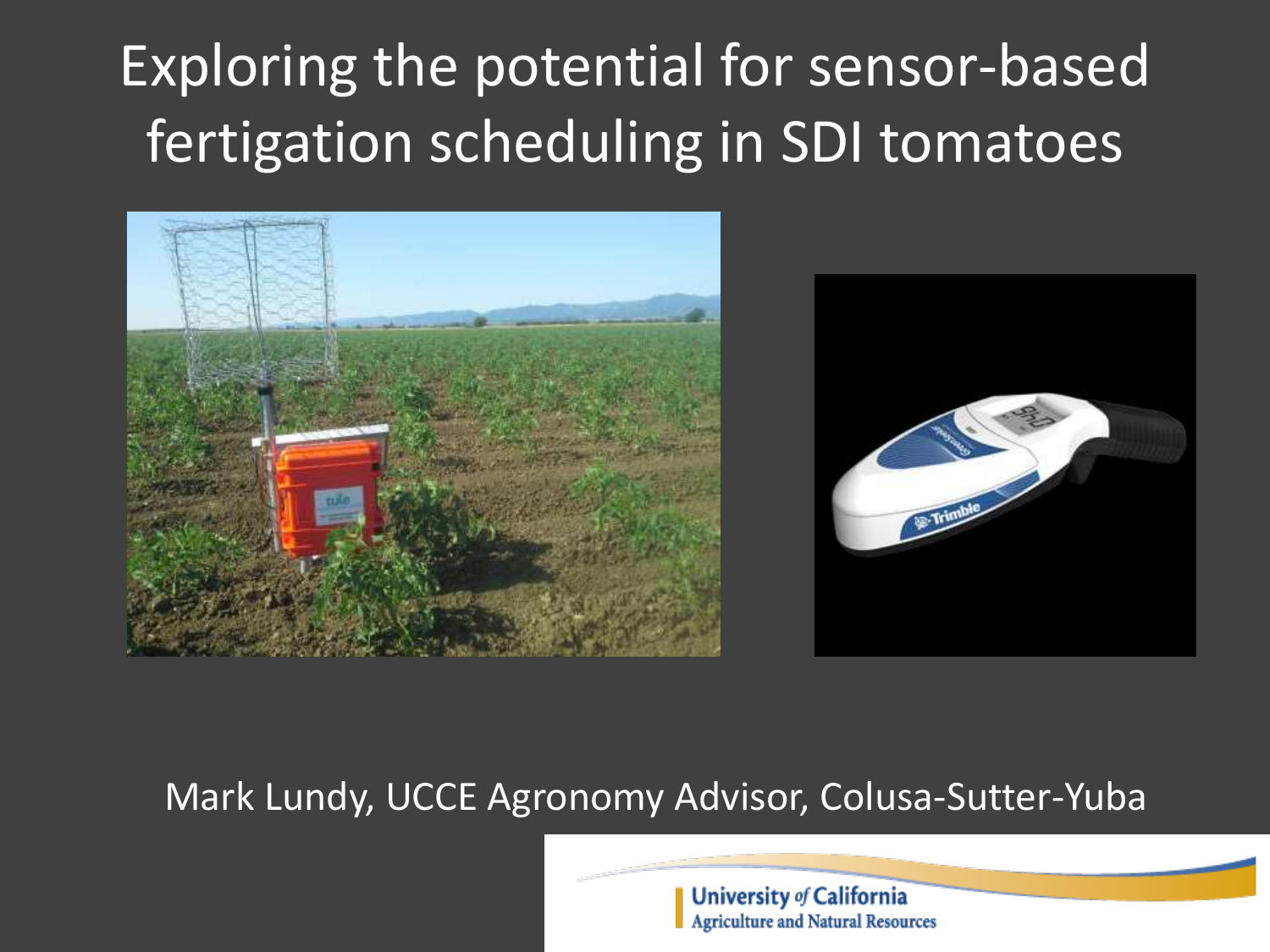# Exploring the potential for sensor-based fertigation scheduling in SDI tomatoes

Mark Lundy, UCCE Agronomy Advisor, Colusa-Sutter-Yuba

University *of* California
Agriculture and Natural Resources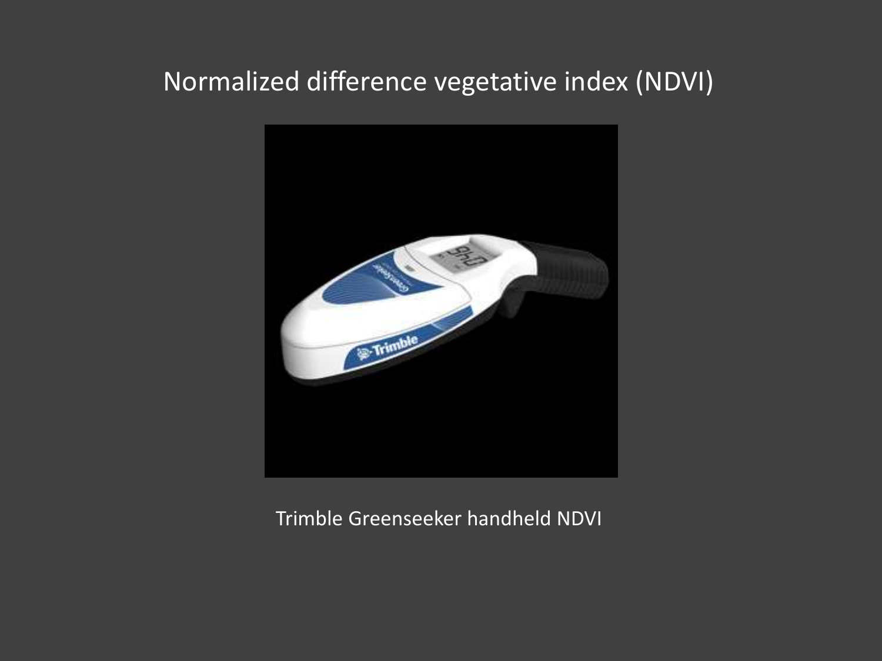# Normalized difference vegetative index (NDVI)

Trimble Greenseeker handheld NDVI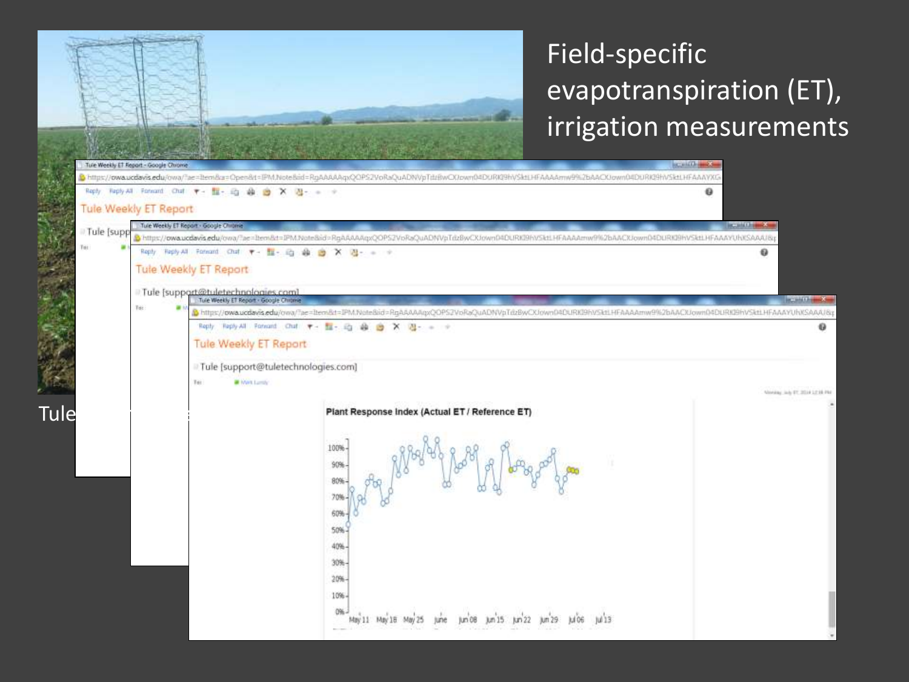# Field-specific evapotranspiration (ET), irrigation measurements

Tule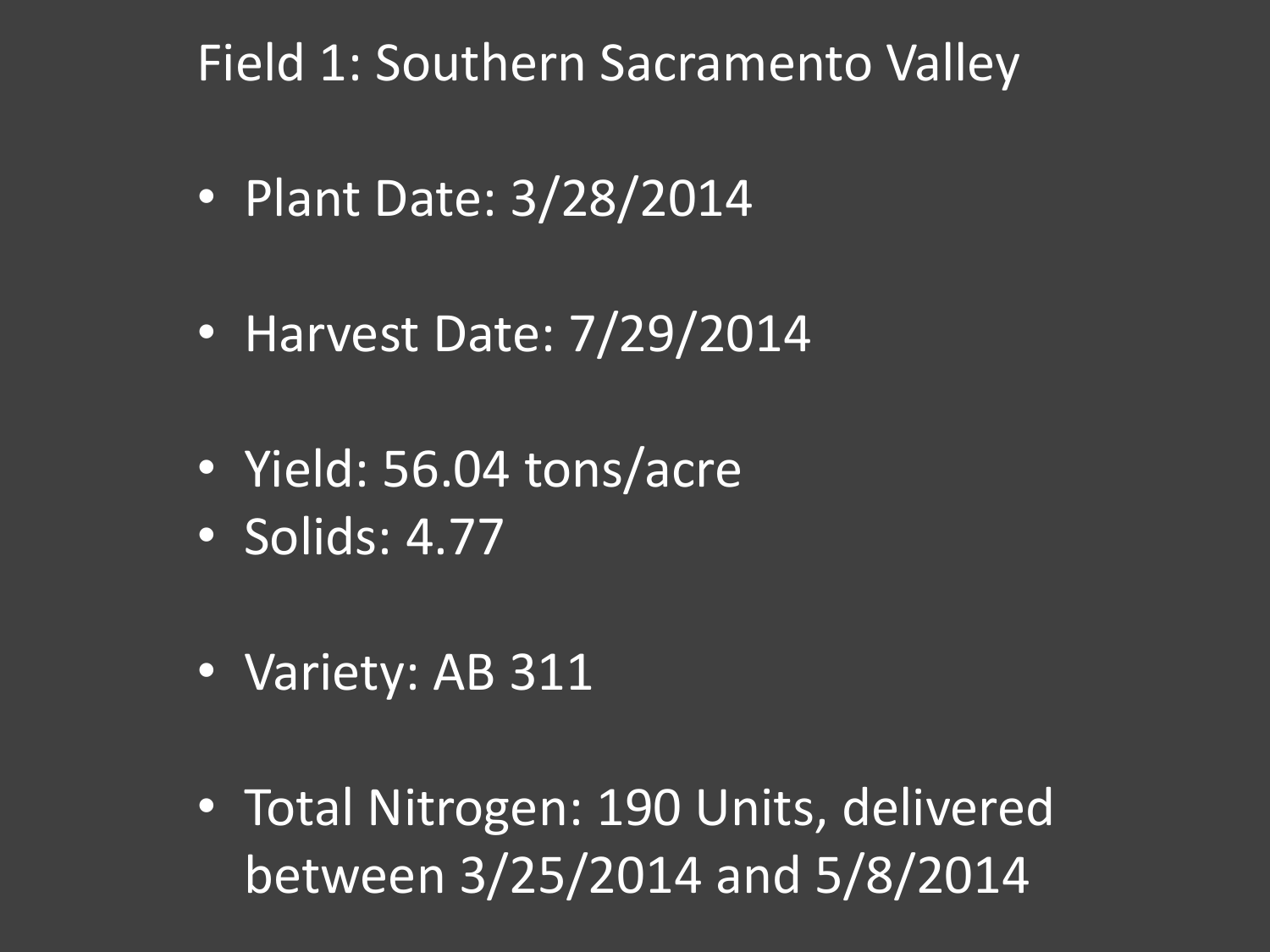# Field 1: Southern Sacramento Valley

- Plant Date: 3/28/2014

- Harvest Date: 7/29/2014

- Yield: 56.04 tons/acre
- Solids: 4.77

- Variety: AB 311

- Total Nitrogen: 190 Units, delivered between 3/25/2014 and 5/8/2014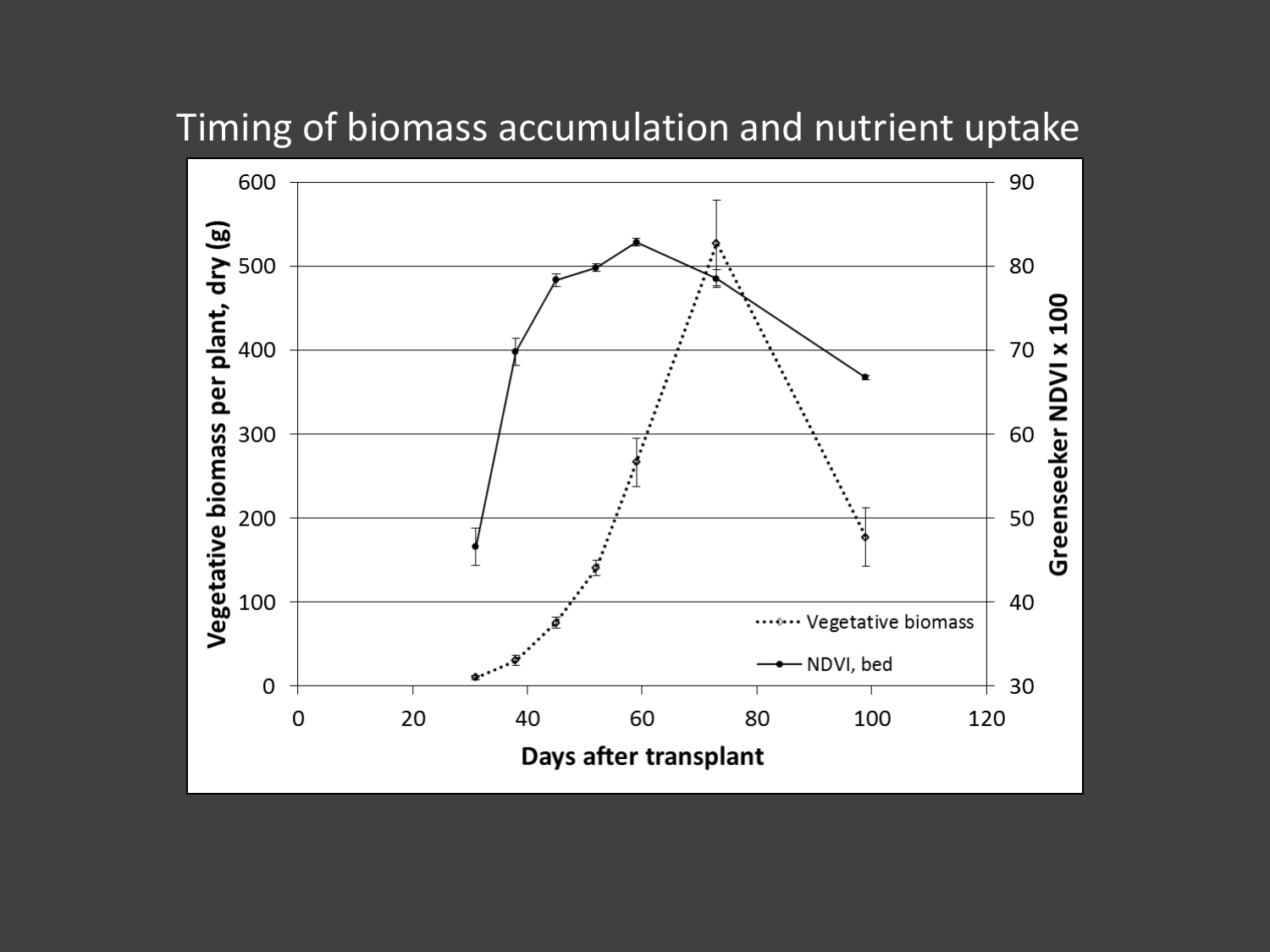# Timing of biomass accumulation and nutrient uptake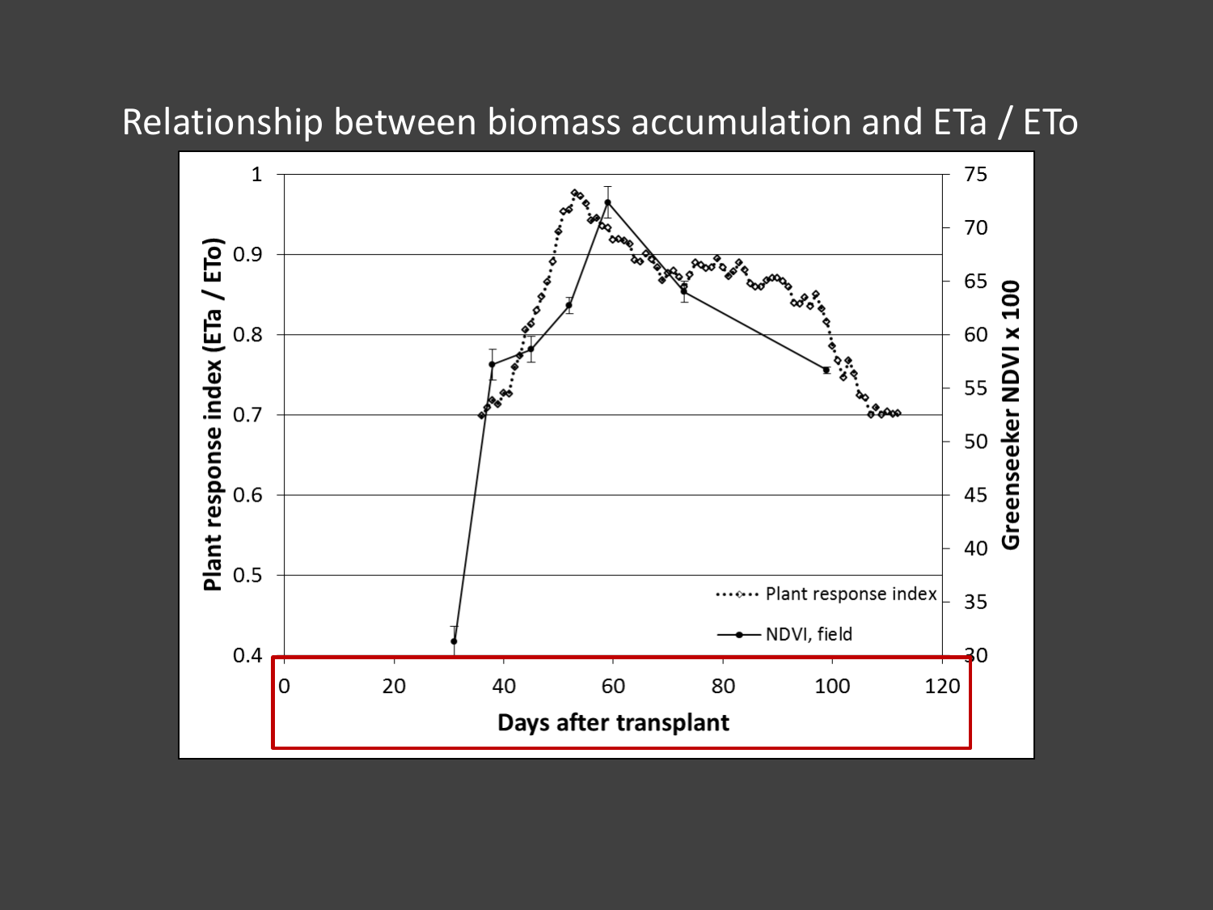# Relationship between biomass accumulation and ETa / ETo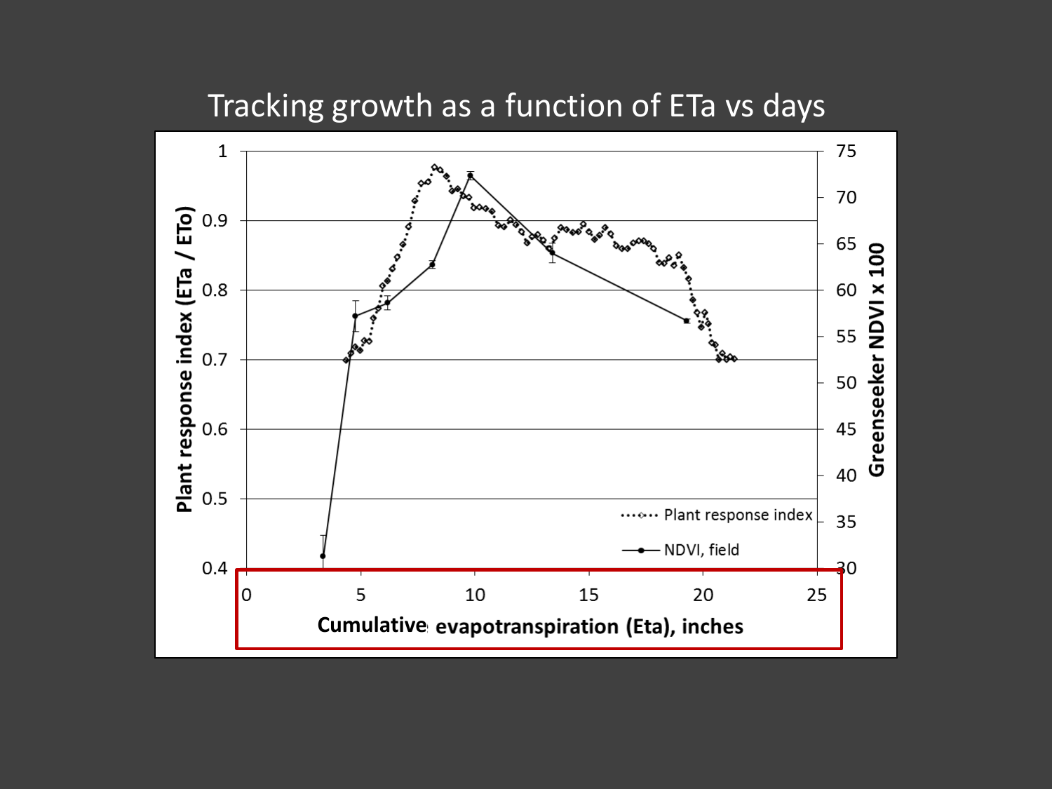# Tracking growth as a function of ETa vs days

Plant response index (ETa / ETo)

Greenseeker NDVI x 100

Cumulative evapotranspiration (Eta), inches

Plant response index

NDVI, field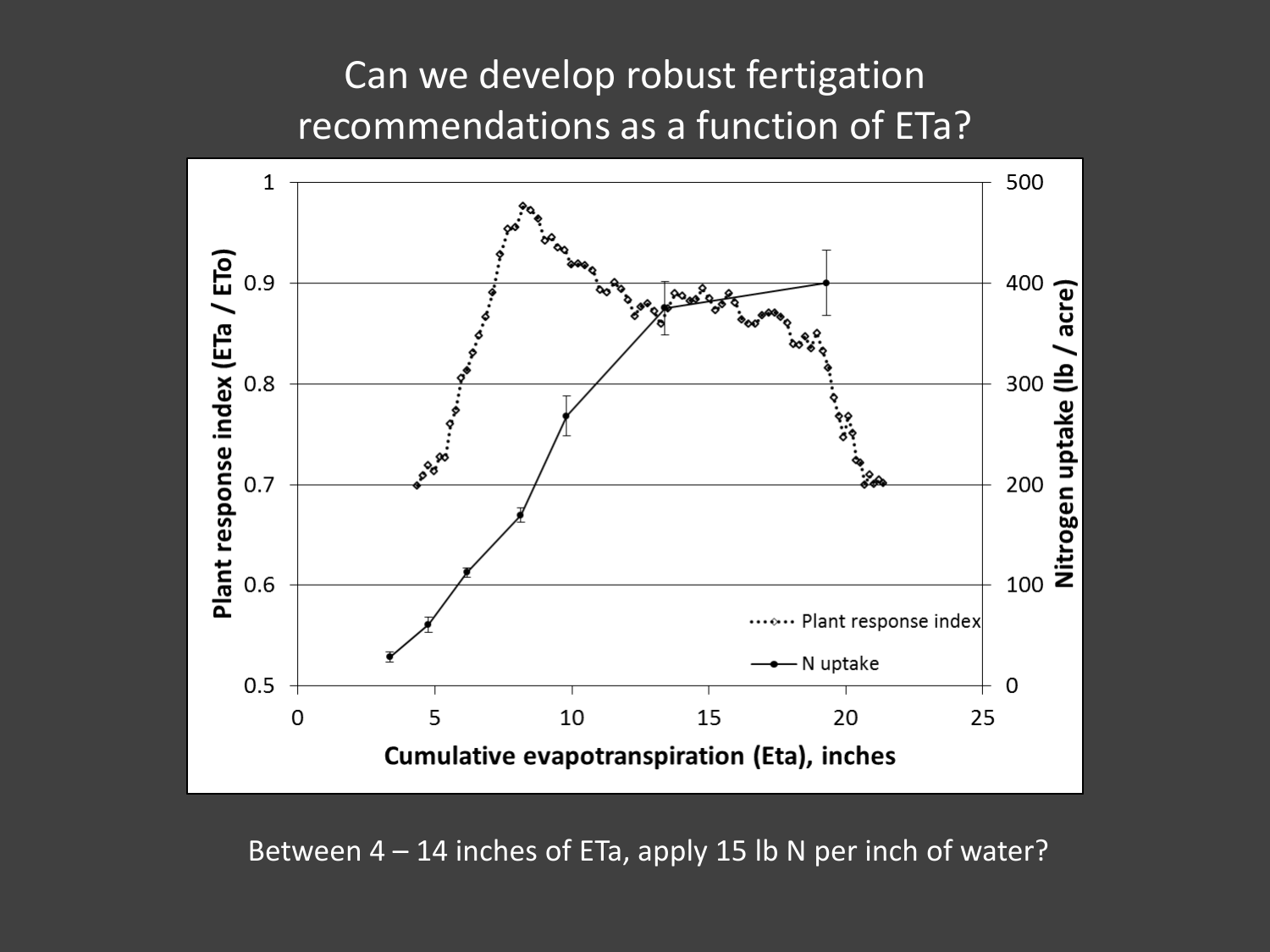# Can we develop robust fertigation recommendations as a function of ETa?

Between 4 – 14 inches of ETa, apply 15 lb N per inch of water?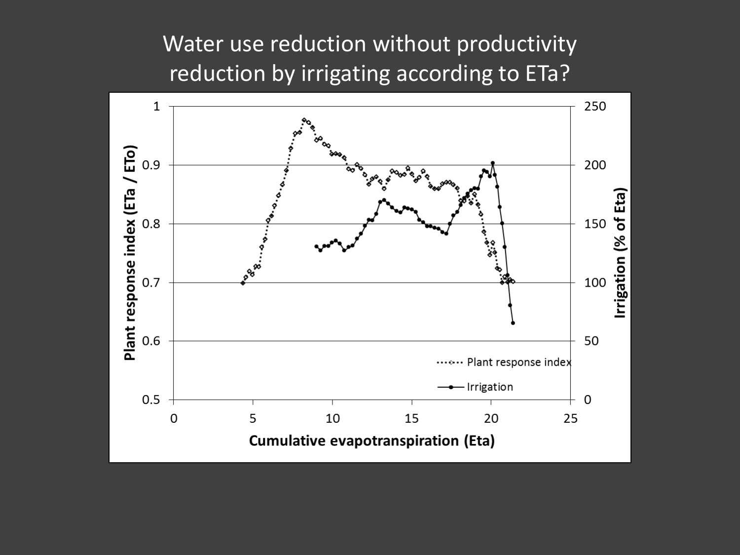# Water use reduction without productivity reduction by irrigating according to ETa?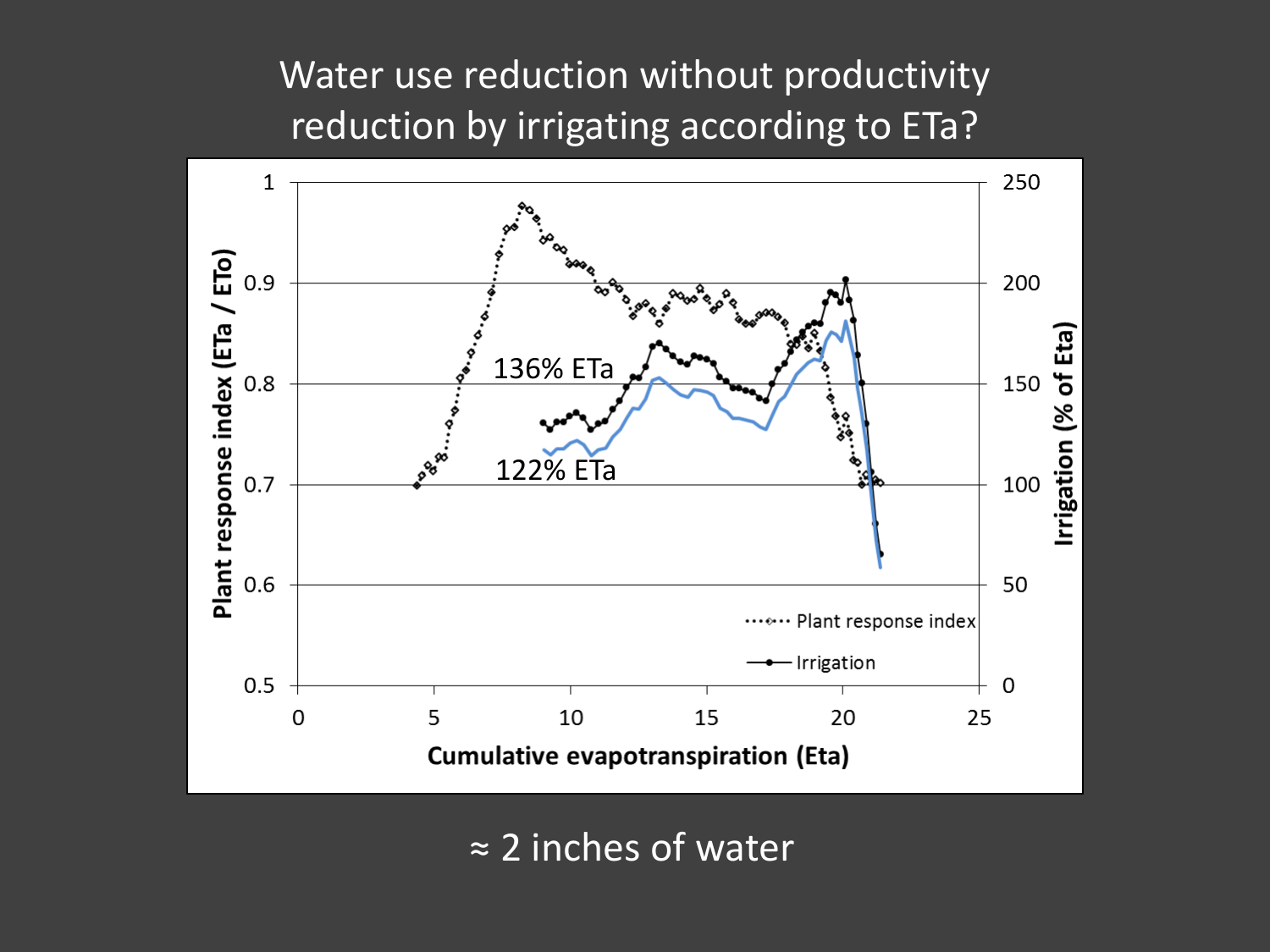# Water use reduction without productivity reduction by irrigating according to ETa?

≈ 2 inches of water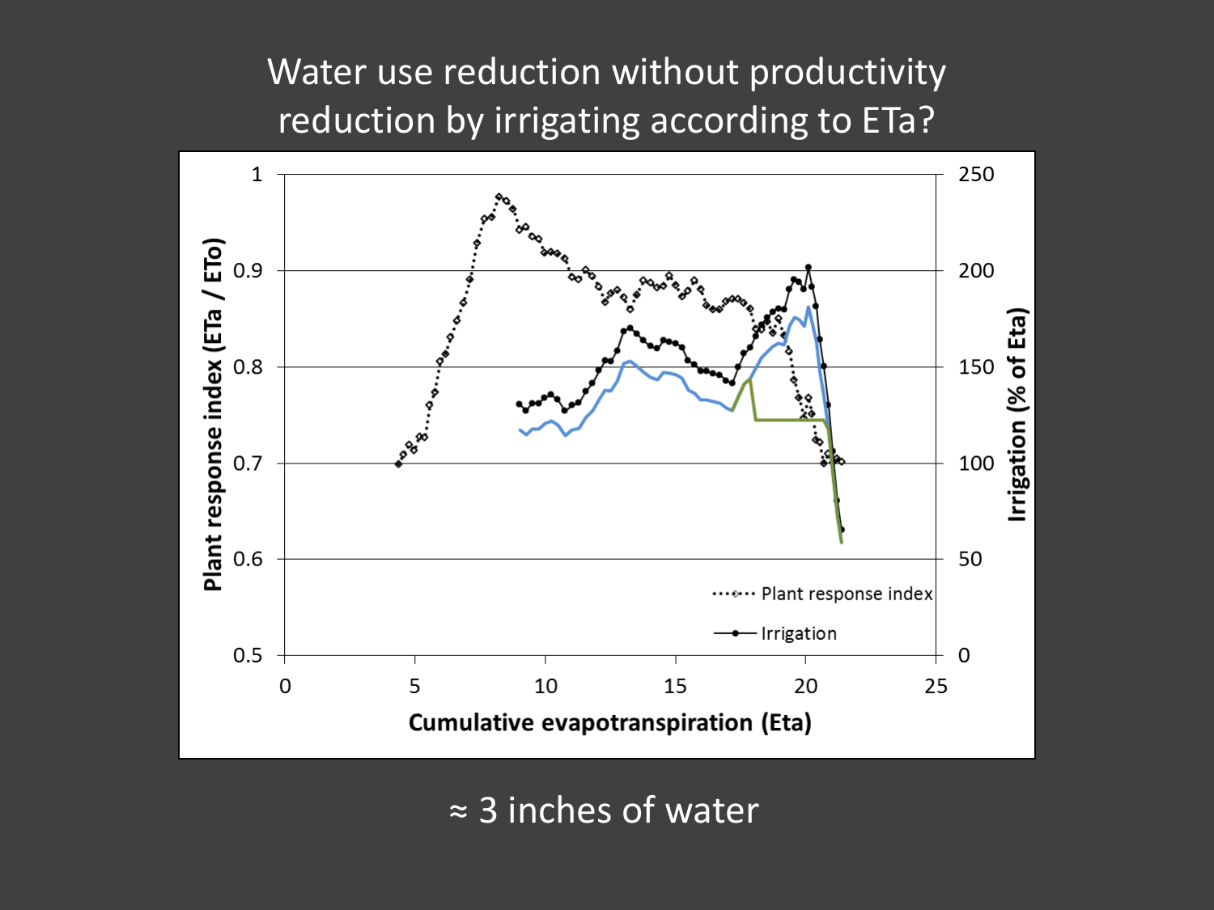# Water use reduction without productivity reduction by irrigating according to ETa?

≈ 3 inches of water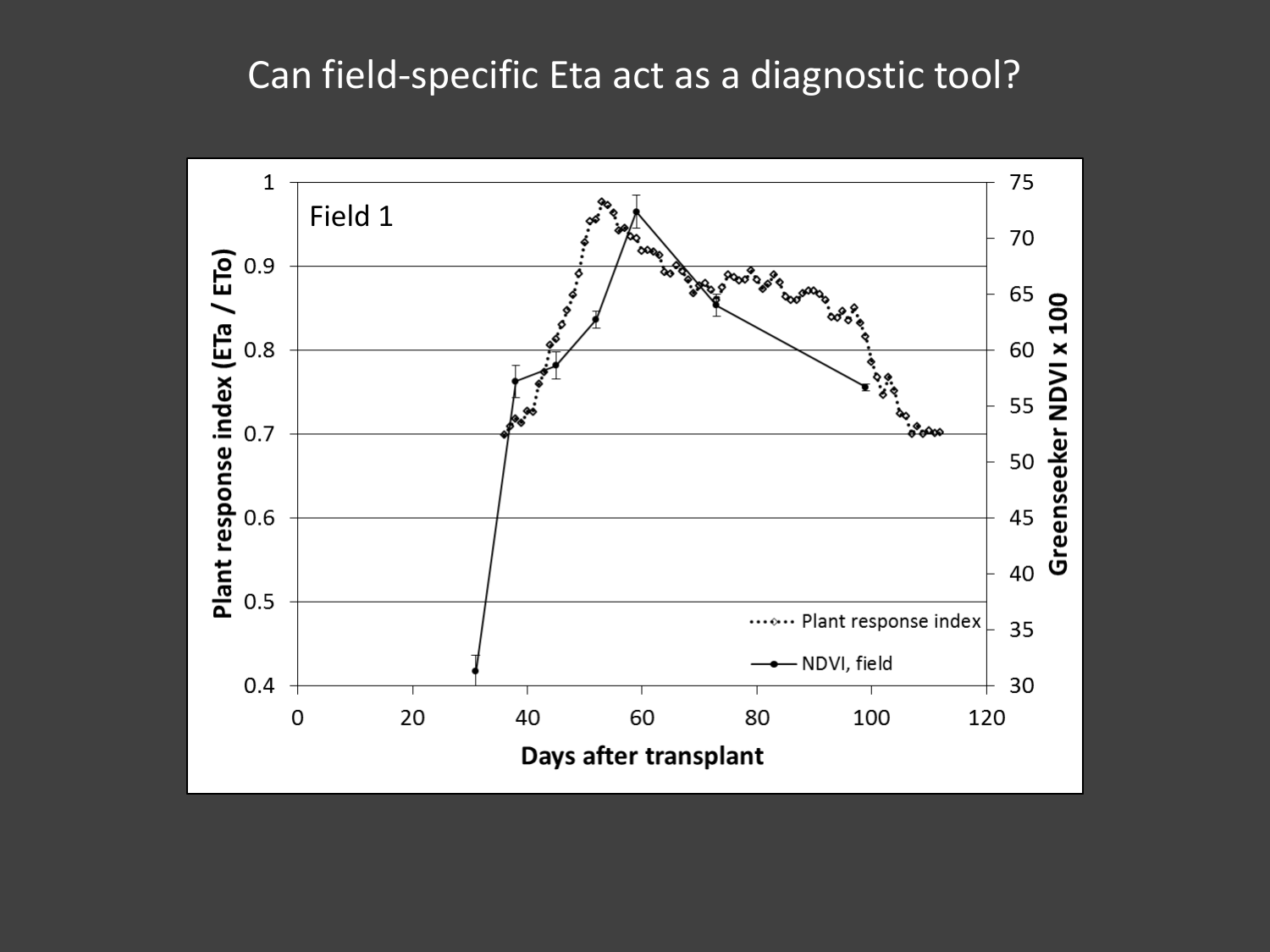# Can field-specific Eta act as a diagnostic tool?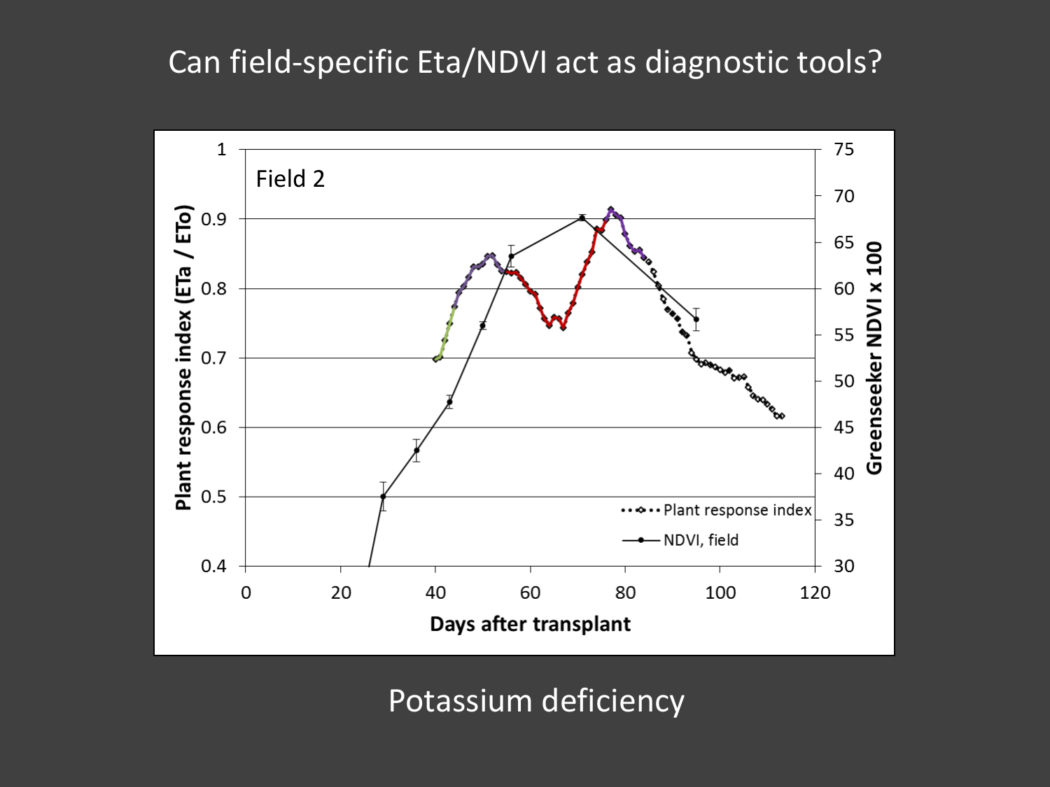# Can field-specific Eta/NDVI act as diagnostic tools?

Potassium deficiency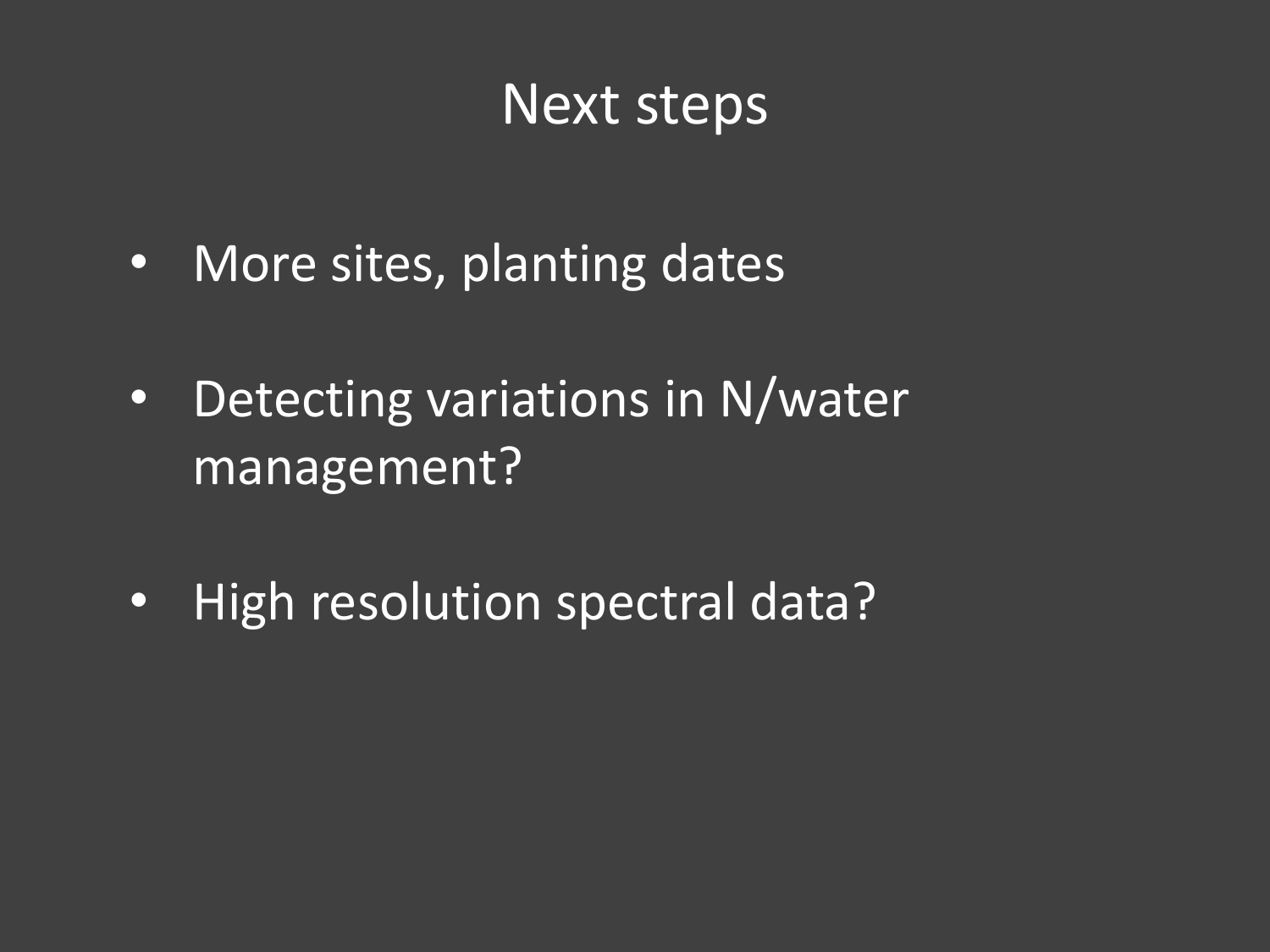# Next steps

- More sites, planting dates
- Detecting variations in N/water management?
- High resolution spectral data?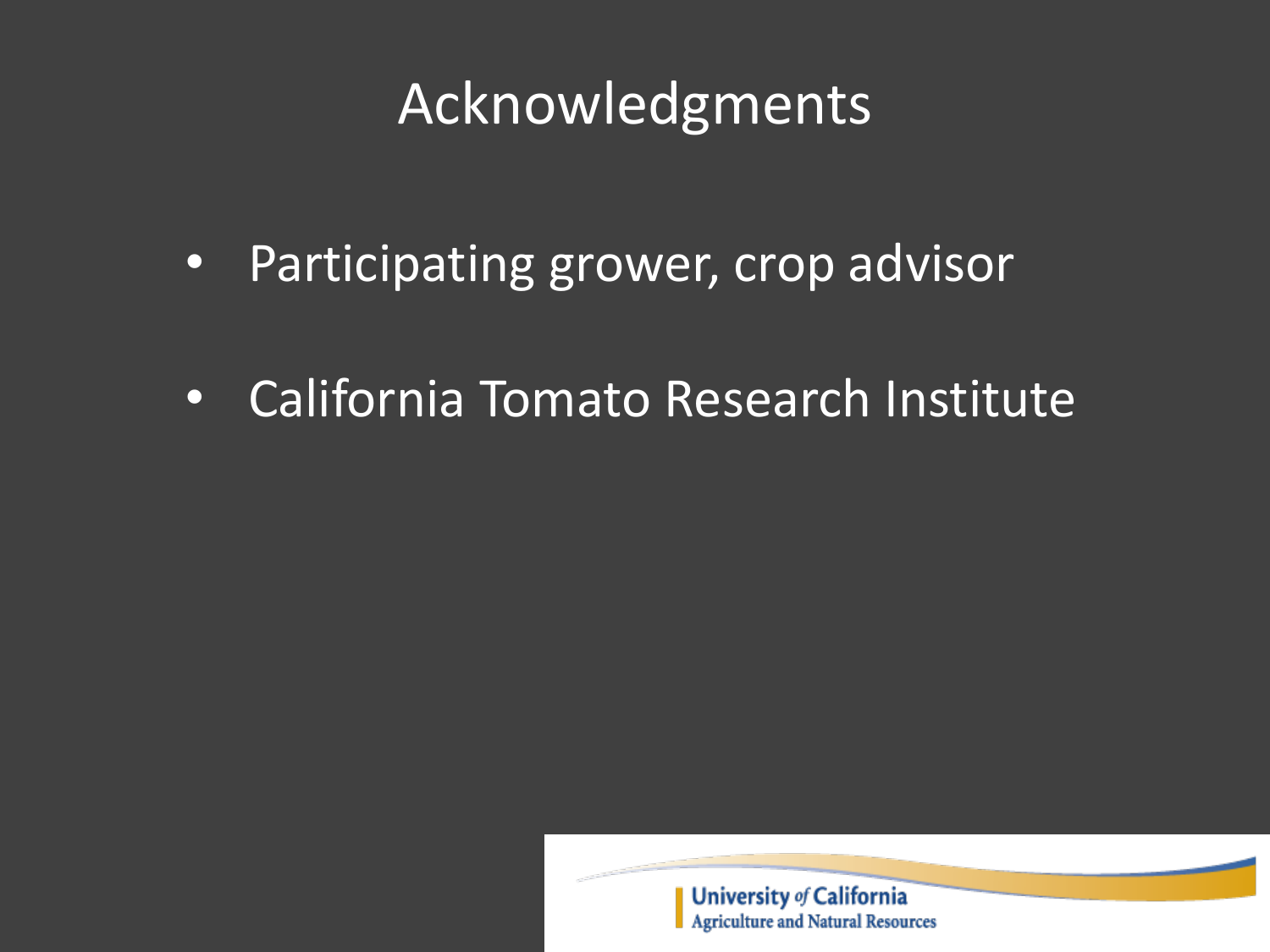# Acknowledgments

- Participating grower, crop advisor
- California Tomato Research Institute

University of California
Agriculture and Natural Resources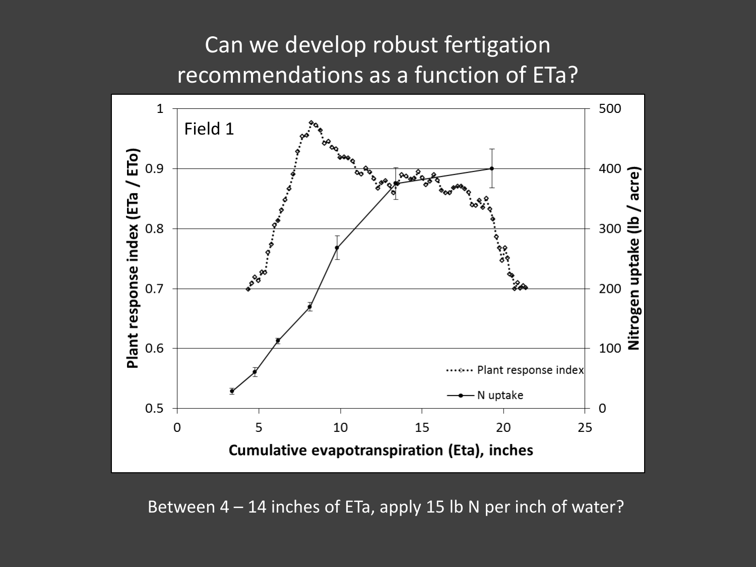# Can we develop robust fertigation recommendations as a function of ETa?

Between 4 – 14 inches of ETa, apply 15 lb N per inch of water?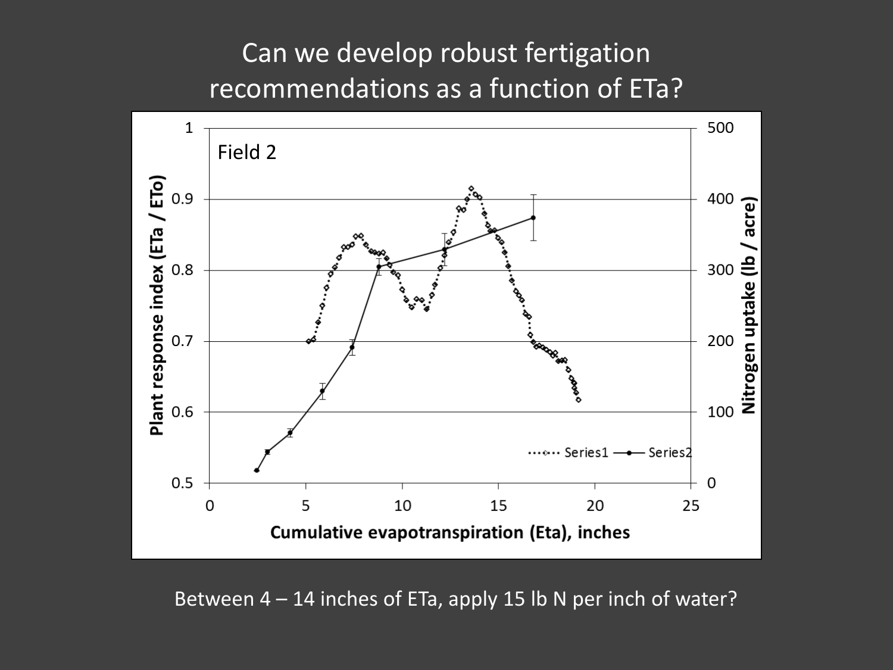# Can we develop robust fertigation recommendations as a function of ETa?

Field 2

Plant response index (ETa / ETo)

1
0.9
0.8
0.7
0.6
0.5

Nitrogen uptake (lb / acre)

500
400
300
200
100
0

0
5
10
15
20
25

Cumulative evapotranspiration (Eta), inches

Series1
Series2

Between 4 – 14 inches of ETa, apply 15 lb N per inch of water?